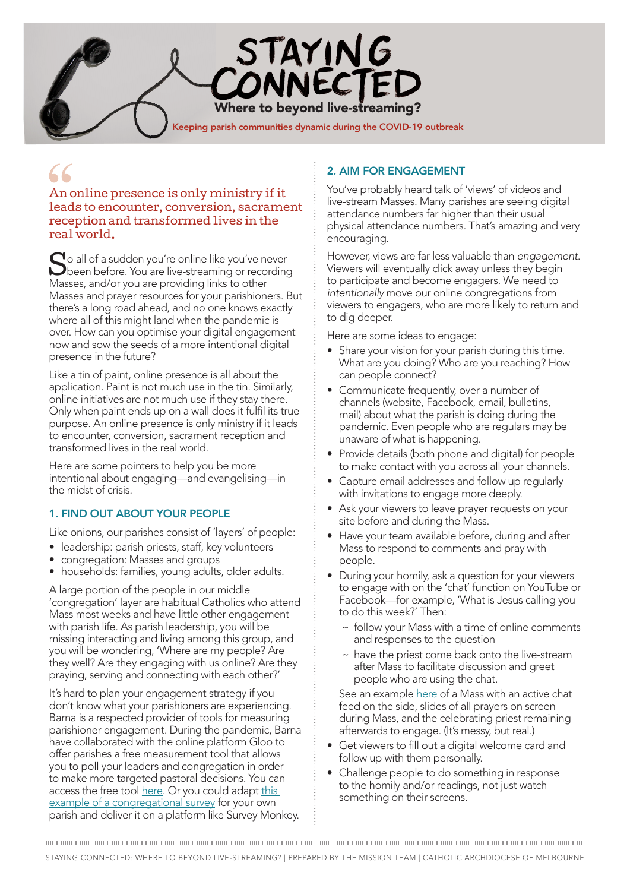# STAYING CONNECTED

## Where to beyond live-streaming?

Keeping parish communities dynamic during the COVID-19 outbreak

> An online presence is only ministry if it leads to encounter, conversion, sacrament reception and transformed lives in the real world.

So all of a sudden you're online like you've never been before. You are live-streaming or recording Masses, and/or you are providing links to other Masses and prayer resources for your parishioners. But there's a long road ahead, and no one knows exactly where all of this might land when the pandemic is over. How can you optimise your digital engagement now and sow the seeds of a more intentional digital presence in the future?

Like a tin of paint, online presence is all about the application. Paint is not much use in the tin. Similarly, online initiatives are not much use if they stay there. Only when paint ends up on a wall does it fulfil its true purpose. An online presence is only ministry if it leads to encounter, conversion, sacrament reception and transformed lives in the real world.

Here are some pointers to help you be more intentional about engaging—and evangelising—in the midst of crisis.

### 1. FIND OUT ABOUT YOUR PEOPLE

Like onions, our parishes consist of 'layers' of people:

- leadership: parish priests, staff, key volunteers
- congregation: Masses and groups
- households: families, young adults, older adults.

A large portion of the people in our middle 'congregation' layer are habitual Catholics who attend Mass most weeks and have little other engagement with parish life. As parish leadership, you will be missing interacting and living among this group, and you will be wondering, 'Where are my people? Are they well? Are they engaging with us online? Are they praying, serving and connecting with each other?'

It's hard to plan your engagement strategy if you don't know what your parishioners are experiencing. Barna is a respected provider of tools for measuring parishioner engagement. During the pandemic, Barna have collaborated with the online platform Gloo to offer parishes a free measurement tool that allows you to poll your leaders and congregation in order to make more targeted pastoral decisions. You can access the free tool here. Or you could adapt this example of a congregational survey for your own parish and deliver it on a platform like Survey Monkey.

### 2. AIM FOR ENGAGEMENT

You've probably heard talk of 'views' of videos and live-stream Masses. Many parishes are seeing digital attendance numbers far higher than their usual physical attendance numbers. That's amazing and very encouraging.

However, views are far less valuable than *engagement*. Viewers will eventually click away unless they begin to participate and become engagers. We need to *intentionally* move our online congregations from viewers to engagers, who are more likely to return and to dig deeper.

Here are some ideas to engage:

- Share your vision for your parish during this time. What are you doing? Who are you reaching? How can people connect?
- Communicate frequently, over a number of channels (website, Facebook, email, bulletins, mail) about what the parish is doing during the pandemic. Even people who are regulars may be unaware of what is happening.
- Provide details (both phone and digital) for people to make contact with you across all your channels.
- Capture email addresses and follow up regularly with invitations to engage more deeply.
- Ask your viewers to leave prayer requests on your site before and during the Mass.
- Have your team available before, during and after Mass to respond to comments and pray with people.
- During your homily, ask a question for your viewers to engage with on the 'chat' function on YouTube or Facebook—for example, 'What is Jesus calling you to do this week?' Then:
  - follow your Mass with a time of online comments and responses to the question
  - have the priest come back onto the live-stream after Mass to facilitate discussion and greet people who are using the chat.

  See an example here of a Mass with an active chat feed on the side, slides of all prayers on screen during Mass, and the celebrating priest remaining afterwards to engage. (It's messy, but real.)
- Get viewers to fill out a digital welcome card and follow up with them personally.
- Challenge people to do something in response to the homily and/or readings, not just watch something on their screens.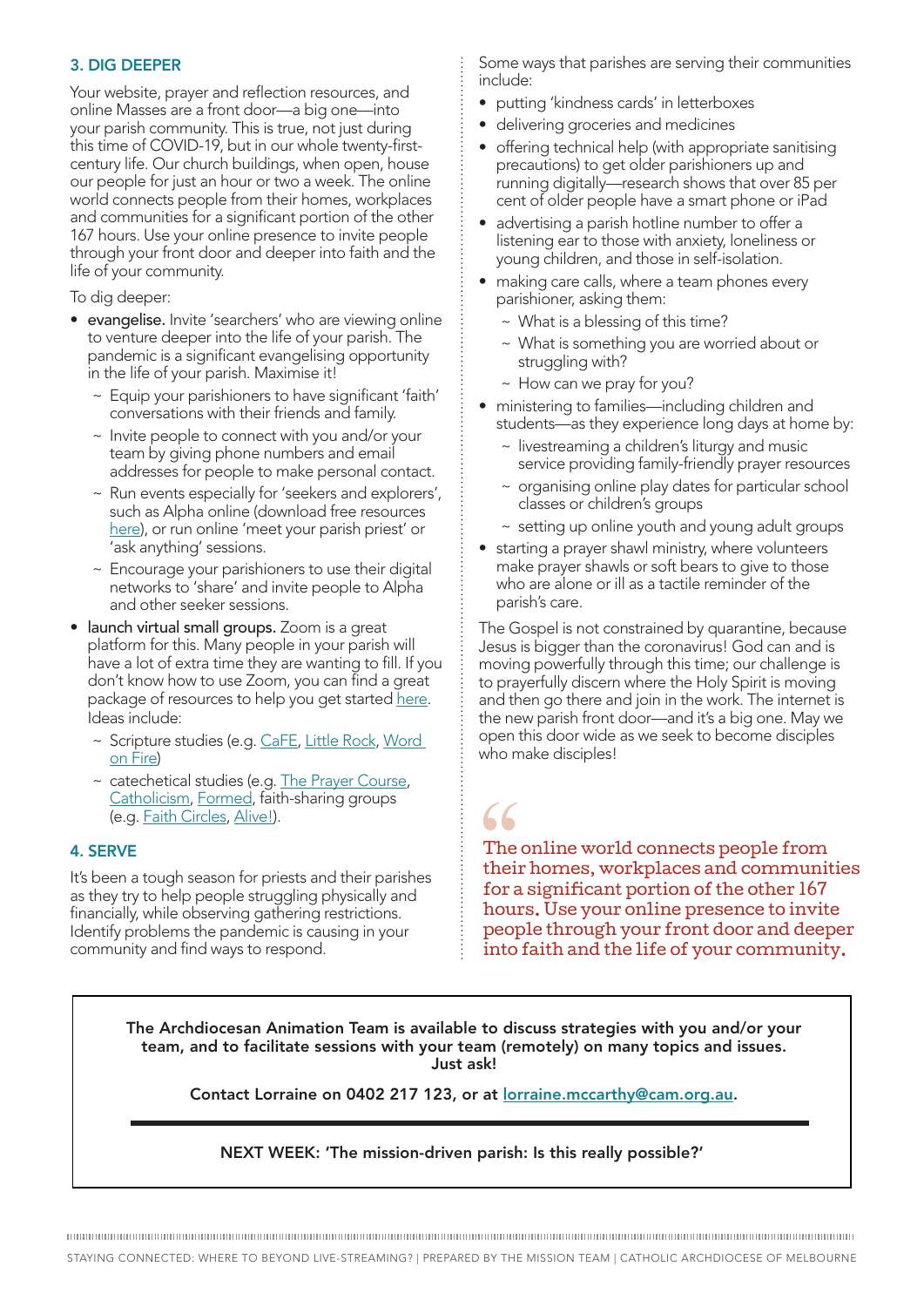### 3. DIG DEEPER

Your website, prayer and reflection resources, and online Masses are a front door—a big one—into your parish community. This is true, not just during this time of COVID-19, but in our whole twenty-first-century life. Our church buildings, when open, house our people for just an hour or two a week. The online world connects people from their homes, workplaces and communities for a significant portion of the other 167 hours. Use your online presence to invite people through your front door and deeper into faith and the life of your community.

To dig deeper:

- **evangelise.** Invite 'searchers' who are viewing online to venture deeper into the life of your parish. The pandemic is a significant evangelising opportunity in the life of your parish. Maximise it!
  - ~ Equip your parishioners to have significant 'faith' conversations with their friends and family.
  - ~ Invite people to connect with you and/or your team by giving phone numbers and email addresses for people to make personal contact.
  - ~ Run events especially for 'seekers and explorers', such as Alpha online (download free resources here), or run online 'meet your parish priest' or 'ask anything' sessions.
  - ~ Encourage your parishioners to use their digital networks to 'share' and invite people to Alpha and other seeker sessions.
- **launch virtual small groups.** Zoom is a great platform for this. Many people in your parish will have a lot of extra time they are wanting to fill. If you don't know how to use Zoom, you can find a great package of resources to help you get started here. Ideas include:
  - ~ Scripture studies (e.g. CaFE, Little Rock, Word on Fire)
  - ~ catechetical studies (e.g. The Prayer Course, Catholicism, Formed, faith-sharing groups (e.g. Faith Circles, Alive!).

### 4. SERVE

It's been a tough season for priests and their parishes as they try to help people struggling physically and financially, while observing gathering restrictions. Identify problems the pandemic is causing in your community and find ways to respond.

Some ways that parishes are serving their communities include:

- putting 'kindness cards' in letterboxes
- delivering groceries and medicines
- offering technical help (with appropriate sanitising precautions) to get older parishioners up and running digitally—research shows that over 85 per cent of older people have a smart phone or iPad
- advertising a parish hotline number to offer a listening ear to those with anxiety, loneliness or young children, and those in self-isolation.
- making care calls, where a team phones every parishioner, asking them:
  - ~ What is a blessing of this time?
  - ~ What is something you are worried about or struggling with?
  - ~ How can we pray for you?
- ministering to families—including children and students—as they experience long days at home by:
  - ~ livestreaming a children's liturgy and music service providing family-friendly prayer resources
  - ~ organising online play dates for particular school classes or children's groups
  - ~ setting up online youth and young adult groups
- starting a prayer shawl ministry, where volunteers make prayer shawls or soft bears to give to those who are alone or ill as a tactile reminder of the parish's care.

The Gospel is not constrained by quarantine, because Jesus is bigger than the coronavirus! God can and is moving powerfully through this time; our challenge is to prayerfully discern where the Holy Spirit is moving and then go there and join in the work. The internet is the new parish front door—and it's a big one. May we open this door wide as we seek to become disciples who make disciples!

> "The online world connects people from their homes, workplaces and communities for a significant portion of the other 167 hours. Use your online presence to invite people through your front door and deeper into faith and the life of your community.

**The Archdiocesan Animation Team is available to discuss strategies with you and/or your team, and to facilitate sessions with your team (remotely) on many topics and issues. Just ask!**

**Contact Lorraine on 0402 217 123, or at lorraine.mccarthy@cam.org.au.**

---

**NEXT WEEK: 'The mission-driven parish: Is this really possible?'**